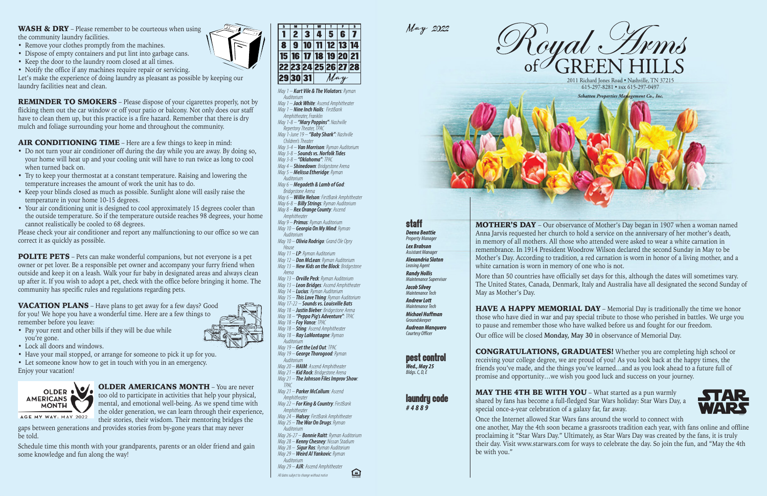# Royal Arms of GREEN HILLS

May 2022

2011 Richard Jones Road • Nashville, TN 37215
615-297-8281 • FAX 615-297-0497

*Schatten Properties Management Co., Inc.*

**WASH & DRY** – Please remember to be courteous when using the community laundry facilities.

- Remove your clothes promptly from the machines.
- Dispose of empty containers and put lint into garbage cans.
- Keep the door to the laundry room closed at all times.
- Notify the office if any machines require repair or servicing.

Let's make the experience of doing laundry as pleasant as possible by keeping our laundry facilities neat and clean.

**REMINDER TO SMOKERS** – Please dispose of your cigarettes properly, not by flicking them out the car window or off your patio or balcony. Not only does our staff have to clean them up, but this practice is a fire hazard. Remember that there is dry mulch and foliage surrounding your home and throughout the community.

**AIR CONDITIONING TIME** – Here are a few things to keep in mind:

- Do not turn your air conditioner off during the day while you are away. By doing so, your home will heat up and your cooling unit will have to run twice as long to cool when turned back on.
- Try to keep your thermostat at a constant temperature. Raising and lowering the temperature increases the amount of work the unit has to do.
- Keep your blinds closed as much as possible. Sunlight alone will easily raise the temperature in your home 10-15 degrees.
- Your air conditioning unit is designed to cool approximately 15 degrees cooler than the outside temperature. So if the temperature outside reaches 98 degrees, your home cannot realistically be cooled to 68 degrees.

Please check your air conditioner and report any malfunctioning to our office so we can correct it as quickly as possible.

**POLITE PETS** – Pets can make wonderful companions, but not everyone is a pet owner or pet lover. Be a responsible pet owner and accompany your furry friend when outside and keep it on a leash. Walk your fur baby in designated areas and always clean up after it. If you wish to adopt a pet, check with the office before bringing it home. The community has specific rules and regulations regarding pets.

**VACATION PLANS** – Have plans to get away for a few days? Good for you! We hope you have a wonderful time. Here are a few things to remember before you leave:

- Pay your rent and other bills if they will be due while you're gone.
- Lock all doors and windows.
- Have your mail stopped, or arrange for someone to pick it up for you.
- Let someone know how to get in touch with you in an emergency.

Enjoy your vacation!

OLDER AMERICANS MONTH
AGE MY WAY: MAY 2022

**OLDER AMERICANS MONTH** – You are never too old to participate in activities that help your physical, mental, and emotional well-being. As we spend time with the older generation, we can learn through their experience, their stories, their wisdom. Their mentoring bridges the gaps between generations and provides stories from by-gone years that may never be told.

Schedule time this month with your grandparents, parents or an older friend and gain some knowledge and fun along the way!

| S | M | T | W | T | F | S |
|---|---|---|---|---|---|---|
| 1 | 2 | 3 | 4 | 5 | 6 | 7 |
| 8 | 9 | 10 | 11 | 12 | 13 | 14 |
| 15 | 16 | 17 | 18 | 19 | 20 | 21 |
| 22 | 23 | 24 | 25 | 26 | 27 | 28 |
| 29 | 30 | 31 | May | | | |

*May 1 – **Kurt Vile & The Violators**: Ryman Auditorium*
*May 1 – **Jack White**: Ascend Amphitheater*
*May 1 – **Nine Inch Nails**: FirstBank Amphitheater, Franklin*
*May 1-8 – **"Mary Poppins"**: Nashville Repertory Theater, TPAC*
*May 1-June 19 – **"Baby Shark"**: Nashville Children's Theater*
*May 3-4 – **Van Morrison**: Ryman Auditorium*
*May 3-8 – **Sounds vs. Norfolk Tides***
*May 3-8 – **"Oklahoma"**: TPAC*
*May 4 – **Shinedown**: Bridgestone Arena*
*May 5 – **Melissa Etheridge**: Ryman Auditorium*
*May 6 – **Megadeth & Lamb of God**: Bridgestone Arena*
*May 6 – **Willie Nelson**: FirstBank Amphitheater*
*May 6-8 – **Billy Strings**: Ryman Auditorium*
*May 8 – **Rex Orange County**: Ascend Amphitheater*
*May 9 – **Primus**: Ryman Auditorium*
*May 10 – **Georgia On My Mind**: Ryman Auditorium*
*May 10 – **Olivia Rodrigo**: Grand Ole Opry House*
*May 11 – **LP**: Ryman Auditorium*
*May 12 – **Don McLean**: Ryman Auditorium*
*May 13 – **New Kids on the Block**: Bridgestone Arena*
*May 13 – **Orville Peck**: Ryman Auditorium*
*May 13 – **Leon Bridges**: Ascend Amphitheater*
*May 14 – **Lucius**: Ryman Auditorium*
*May 15 – **This Love Thing**: Ryman Auditorium*
*May 17-22 – **Sounds vs. Louisville Bats***
*May 18 – **Justin Bieber**: Bridgestone Arena*
*May 18 – **"Peppa Pig's Adventure"**: TPAC*
*May 18 – **Foy Vance**: TPAC*
*May 18 – **Sting**: Ascend Amphitheater*
*May 18 – **Ray LaMontagne**: Ryman Auditorium*
*May 19 – **Get the Led Out**: TPAC*
*May 19 – **George Thorogood**: Ryman Auditorium*
*May 20 – **HAIM**: Ascend Amphitheater*
*May 21 – **Kid Rock**: Bridgestone Arena*
*May 21 – **The Johnson Files Improv Show**: TPAC*
*May 21 – **Parker McCollum**: Ascend Amphitheater*
*May 22 – **For King & Country**: FirstBank Amphitheater*
*May 24 – **Halsey**: FirstBank Amphitheater*
*May 25 – **The War On Drugs**: Ryman Auditorium*
*May 26-27 – **Bonnie Raitt**: Ryman Auditorium*
*May 28 – **Kenny Chesney**: Nissan Stadium*
*May 28 – **Sigur Ros**: Ryman Auditorium*
*May 29 – **Weird Al Yankovic**: Ryman Auditorium*
*May 29 – **AJR**: Ascend Amphitheater*

*All dates subject to change without notice*

## staff

***Deena Beattie*** *Property Manager*
***Lex Brabson*** *Assistant Manager*
***Alexandria Slaton*** *Leasing Agent*
***Randy Hollis*** *Maintenance Supervisor*
***Jacob Silvey*** *Maintenance Tech*
***Andrew Lott*** *Maintenance Tech*
***Michael Huffman*** *Groundskeeper*
***Audrean Manquero*** *Courtesy Officer*

## pest control

***Wed., May 25***
*Bldgs. C, D, E*

## laundry code

***#4889***

**MOTHER'S DAY** – Our observance of Mother's Day began in 1907 when a woman named Anna Jarvis requested her church to hold a service on the anniversary of her mother's death, in memory of all mothers. All those who attended were asked to wear a white carnation in remembrance. In 1914 President Woodrow Wilson declared the second Sunday in May to be Mother's Day. According to tradition, a red carnation is worn in honor of a living mother, and a white carnation is worn in memory of one who is not.

More than 50 countries have officially set days for this, although the dates will sometimes vary. The United States, Canada, Denmark, Italy and Australia have all designated the second Sunday of May as Mother's Day.

**HAVE A HAPPY MEMORIAL DAY** – Memorial Day is traditionally the time we honor those who have died in war and pay special tribute to those who perished in battles. We urge you to pause and remember those who have walked before us and fought for our freedom.

Our office will be closed **Monday, May 30** in observance of Memorial Day.

**CONGRATULATIONS, GRADUATES!** Whether you are completing high school or receiving your college degree, we are proud of you! As you look back at the happy times, the friends you've made, and the things you've learned…and as you look ahead to a future full of promise and opportunity…we wish you good luck and success on your journey.

**MAY THE 4TH BE WITH YOU** – What started as a pun warmly shared by fans has become a full-fledged Star Wars holiday: Star Wars Day, a special once-a-year celebration of a galaxy far, far away.

Once the Internet allowed Star Wars fans around the world to connect with one another, May the 4th soon became a grassroots tradition each year, with fans online and offline proclaiming it "Star Wars Day." Ultimately, as Star Wars Day was created by the fans, it is truly their day. Visit www.starwars.com for ways to celebrate the day. So join the fun, and "May the 4th be with you."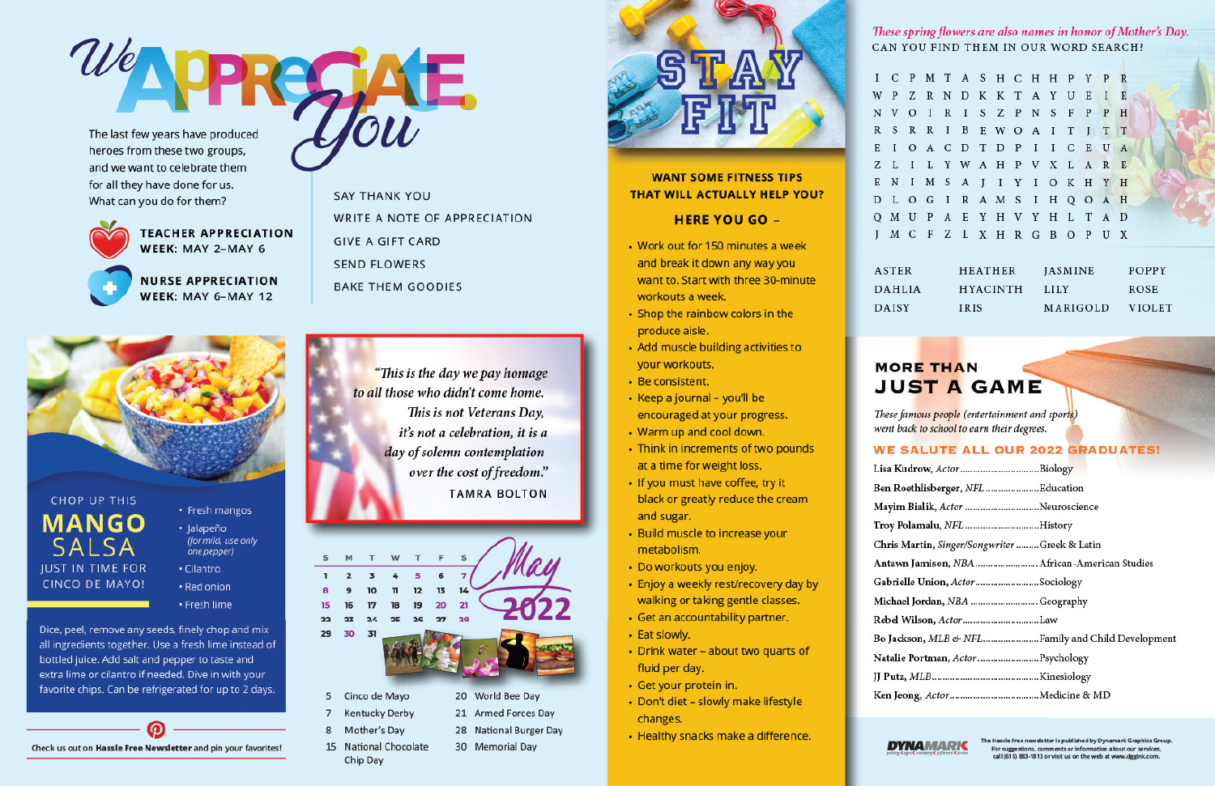# We Appreciate You

The last few years have produced heroes from these two groups, and we want to celebrate them for all they have done for us. What can you do for them?

**TEACHER APPRECIATION WEEK: MAY 2–MAY 6**

**NURSE APPRECIATION WEEK: MAY 6–MAY 12**

SAY THANK YOU

WRITE A NOTE OF APPRECIATION

GIVE A GIFT CARD

SEND FLOWERS

BAKE THEM GOODIES

## CHOP UP THIS MANGO SALSA JUST IN TIME FOR CINCO DE MAYO!

- Fresh mangos
- Jalapeño *(for mild, use only one pepper)*
- Cilantro
- Red onion
- Fresh lime

Dice, peel, remove any seeds, finely chop and mix all ingredients together. Use a fresh lime instead of bottled juice. Add salt and pepper to taste and extra lime or cilantro if needed. Dive in with your favorite chips. Can be refrigerated for up to 2 days.

Check us out on **Hassle Free Newsletter** and pin your favorites!

*"This is the day we pay homage to all those who didn't come home. This is not Veterans Day, it's not a celebration, it is a day of solemn contemplation over the cost of freedom."*

TAMRA BOLTON

## May 2022

| S | M | T | W | T | F | S |
|---|---|---|---|---|---|---|
| 1 | 2 | 3 | 4 | 5 | 6 | 7 |
| 8 | 9 | 10 | 11 | 12 | 13 | 14 |
| 15 | 16 | 17 | 18 | 19 | 20 | 21 |
| 22 | 23 | 24 | 25 | 26 | 27 | 28 |
| 29 | 30 | 31 | | | | |

5 Cinco de Mayo

7 Kentucky Derby

8 Mother's Day

15 National Chocolate Chip Day

20 World Bee Day

21 Armed Forces Day

28 National Burger Day

30 Memorial Day

# STAY FIT

**WANT SOME FITNESS TIPS THAT WILL ACTUALLY HELP YOU?**

**HERE YOU GO –**

- Work out for 150 minutes a week and break it down any way you want to. Start with three 30-minute workouts a week.
- Shop the rainbow colors in the produce aisle.
- Add muscle building activities to your workouts.
- Be consistent.
- Keep a journal – you'll be encouraged at your progress.
- Warm up and cool down.
- Think in increments of two pounds at a time for weight loss.
- If you must have coffee, try it black or greatly reduce the cream and sugar.
- Build muscle to increase your metabolism.
- Do workouts you enjoy.
- Enjoy a weekly rest/recovery day by walking or taking gentle classes.
- Get an accountability partner.
- Eat slowly.
- Drink water – about two quarts of fluid per day.
- Get your protein in.
- Don't diet – slowly make lifestyle changes.
- Healthy snacks make a difference.

*These spring flowers are also names in honor of Mother's Day.*

CAN YOU FIND THEM IN OUR WORD SEARCH?

| | | | | | | | | | | | | |
|---|---|---|---|---|---|---|---|---|---|---|---|---|
| I | C | P | M | T | A | S | H | C | H | H | P | Y | P | R |
| W | P | Z | R | N | D | K | K | T | A | Y | U | E | I | E |
| N | V | O | I | R | I | S | Z | P | N | S | F | P | P | H |
| R | S | R | R | I | B | E | W | O | A | I | T | J | T | T |
| E | I | O | A | C | D | T | D | P | I | I | C | E | U | A |
| Z | L | I | L | Y | W | A | H | P | V | X | L | A | R | E |
| E | N | I | M | S | A | J | I | Y | I | O | K | H | Y | H |
| D | L | O | G | I | R | A | M | S | I | H | Q | O | A | H |
| Q | M | U | P | A | E | Y | H | V | Y | H | L | T | A | D |
| J | M | C | F | Z | L | X | H | R | G | B | O | P | U | X |

ASTER, DAHLIA, DAISY, HEATHER, HYACINTH, IRIS, JASMINE, LILY, MARIGOLD, POPPY, ROSE, VIOLET

## MORE THAN JUST A GAME

*These famous people (entertainment and sports) went back to school to earn their degrees.*

**WE SALUTE ALL OUR 2022 GRADUATES!**

Lisa Kudrow, *Actor* .......... Biology

Ben Roethlisberger, *NFL* .......... Education

Mayim Bialik, *Actor* .......... Neuroscience

Troy Polamalu, *NFL* .......... History

Chris Martin, *Singer/Songwriter* .......... Greek & Latin

Antawn Jamison, *NBA* .......... African-American Studies

Gabrielle Union, *Actor* .......... Sociology

Michael Jordan, *NBA* .......... Geography

Rebel Wilson, *Actor* .......... Law

Bo Jackson, *MLB & NFL* .......... Family and Child Development

Natalie Portman, *Actor* .......... Psychology

JJ Putz, *MLB* .......... Kinesiology

Ken Jeong, *Actor* .......... Medicine & MD

DYNAMARK

The Hassle Free newsletter is published by Dynamark Graphics Group. For suggestions, comments or information about our services, call (615) 883-1813 or visit us on the web at www.dggink.com.